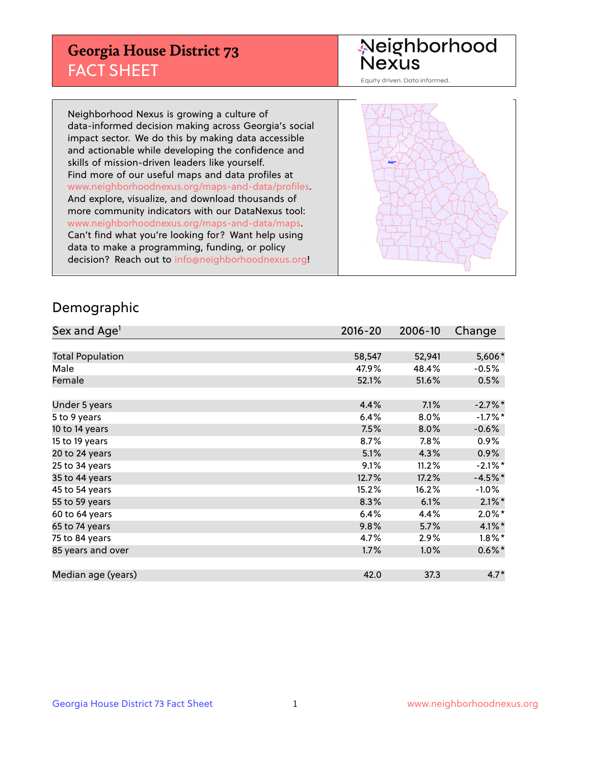# Georgia House District 73
## FACT SHEET

Neighborhood Nexus
Equity driven. Data informed.

Neighborhood Nexus is growing a culture of data-informed decision making across Georgia's social impact sector. We do this by making data accessible and actionable while developing the confidence and skills of mission-driven leaders like yourself. Find more of our useful maps and data profiles at www.neighborhoodnexus.org/maps-and-data/profiles. And explore, visualize, and download thousands of more community indicators with our DataNexus tool: www.neighborhoodnexus.org/maps-and-data/maps. Can't find what you're looking for? Want help using data to make a programming, funding, or policy decision? Reach out to info@neighborhoodnexus.org!

## Demographic

| Sex and Age[1] | 2016-20 | 2006-10 | Change |
|---|---|---|---|
| Total Population | 58,547 | 52,941 | 5,606* |
| Male | 47.9% | 48.4% | -0.5% |
| Female | 52.1% | 51.6% | 0.5% |
| Under 5 years | 4.4% | 7.1% | -2.7%* |
| 5 to 9 years | 6.4% | 8.0% | -1.7%* |
| 10 to 14 years | 7.5% | 8.0% | -0.6% |
| 15 to 19 years | 8.7% | 7.8% | 0.9% |
| 20 to 24 years | 5.1% | 4.3% | 0.9% |
| 25 to 34 years | 9.1% | 11.2% | -2.1%* |
| 35 to 44 years | 12.7% | 17.2% | -4.5%* |
| 45 to 54 years | 15.2% | 16.2% | -1.0% |
| 55 to 59 years | 8.3% | 6.1% | 2.1%* |
| 60 to 64 years | 6.4% | 4.4% | 2.0%* |
| 65 to 74 years | 9.8% | 5.7% | 4.1%* |
| 75 to 84 years | 4.7% | 2.9% | 1.8%* |
| 85 years and over | 1.7% | 1.0% | 0.6%* |
| Median age (years) | 42.0 | 37.3 | 4.7* |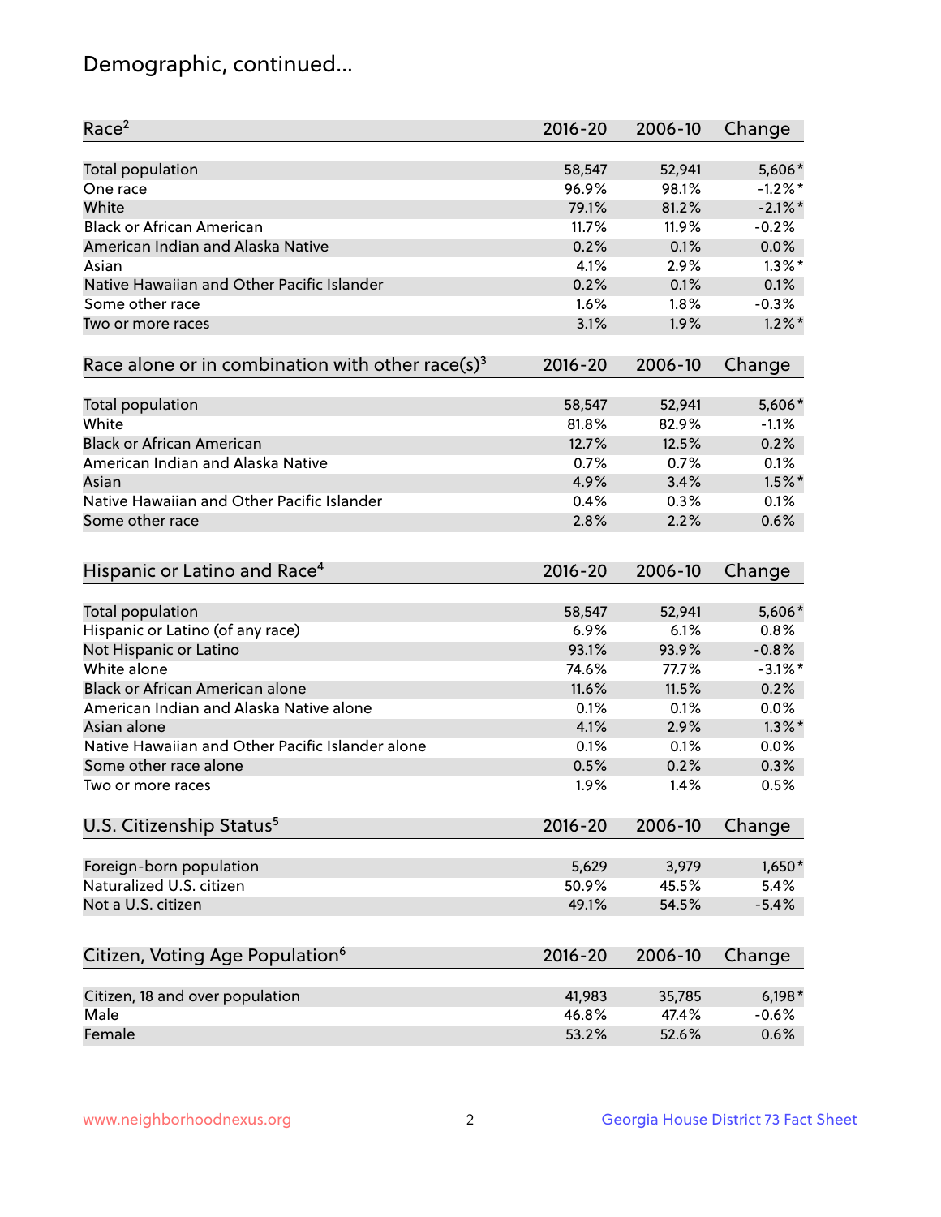# Demographic, continued...

| Race[2] | 2016-20 | 2006-10 | Change |
|---|---|---|---|
| Total population | 58,547 | 52,941 | 5,606* |
| One race | 96.9% | 98.1% | -1.2%* |
| White | 79.1% | 81.2% | -2.1%* |
| Black or African American | 11.7% | 11.9% | -0.2% |
| American Indian and Alaska Native | 0.2% | 0.1% | 0.0% |
| Asian | 4.1% | 2.9% | 1.3%* |
| Native Hawaiian and Other Pacific Islander | 0.2% | 0.1% | 0.1% |
| Some other race | 1.6% | 1.8% | -0.3% |
| Two or more races | 3.1% | 1.9% | 1.2%* |

| Race alone or in combination with other race(s)[3] | 2016-20 | 2006-10 | Change |
|---|---|---|---|
| Total population | 58,547 | 52,941 | 5,606* |
| White | 81.8% | 82.9% | -1.1% |
| Black or African American | 12.7% | 12.5% | 0.2% |
| American Indian and Alaska Native | 0.7% | 0.7% | 0.1% |
| Asian | 4.9% | 3.4% | 1.5%* |
| Native Hawaiian and Other Pacific Islander | 0.4% | 0.3% | 0.1% |
| Some other race | 2.8% | 2.2% | 0.6% |

| Hispanic or Latino and Race[4] | 2016-20 | 2006-10 | Change |
|---|---|---|---|
| Total population | 58,547 | 52,941 | 5,606* |
| Hispanic or Latino (of any race) | 6.9% | 6.1% | 0.8% |
| Not Hispanic or Latino | 93.1% | 93.9% | -0.8% |
| White alone | 74.6% | 77.7% | -3.1%* |
| Black or African American alone | 11.6% | 11.5% | 0.2% |
| American Indian and Alaska Native alone | 0.1% | 0.1% | 0.0% |
| Asian alone | 4.1% | 2.9% | 1.3%* |
| Native Hawaiian and Other Pacific Islander alone | 0.1% | 0.1% | 0.0% |
| Some other race alone | 0.5% | 0.2% | 0.3% |
| Two or more races | 1.9% | 1.4% | 0.5% |

| U.S. Citizenship Status[5] | 2016-20 | 2006-10 | Change |
|---|---|---|---|
| Foreign-born population | 5,629 | 3,979 | 1,650* |
| Naturalized U.S. citizen | 50.9% | 45.5% | 5.4% |
| Not a U.S. citizen | 49.1% | 54.5% | -5.4% |

| Citizen, Voting Age Population[6] | 2016-20 | 2006-10 | Change |
|---|---|---|---|
| Citizen, 18 and over population | 41,983 | 35,785 | 6,198* |
| Male | 46.8% | 47.4% | -0.6% |
| Female | 53.2% | 52.6% | 0.6% |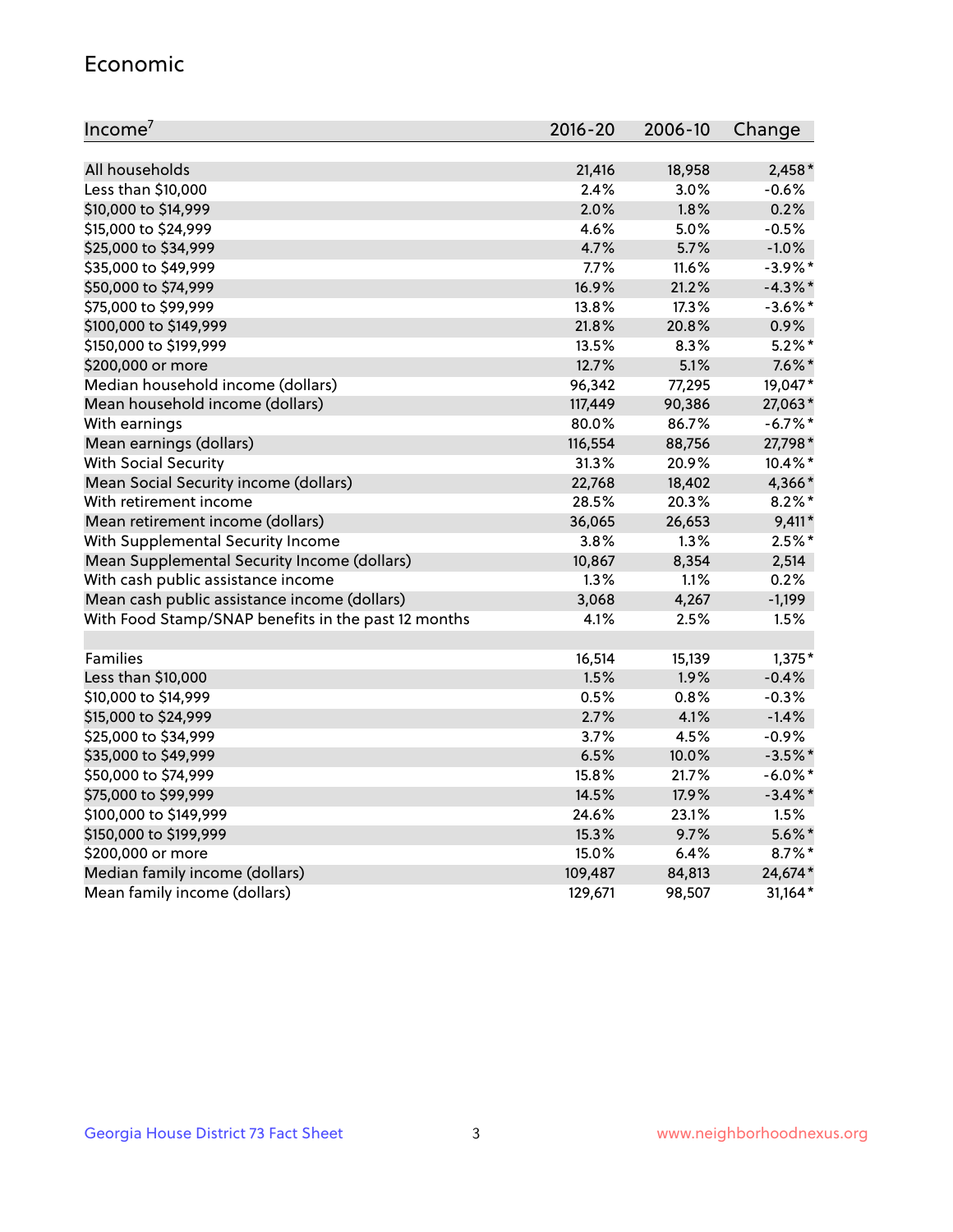## Economic

| Income[7] | 2016-20 | 2006-10 | Change |
|---|---|---|---|
| All households | 21,416 | 18,958 | 2,458* |
| Less than $10,000 | 2.4% | 3.0% | -0.6% |
| $10,000 to $14,999 | 2.0% | 1.8% | 0.2% |
| $15,000 to $24,999 | 4.6% | 5.0% | -0.5% |
| $25,000 to $34,999 | 4.7% | 5.7% | -1.0% |
| $35,000 to $49,999 | 7.7% | 11.6% | -3.9%* |
| $50,000 to $74,999 | 16.9% | 21.2% | -4.3%* |
| $75,000 to $99,999 | 13.8% | 17.3% | -3.6%* |
| $100,000 to $149,999 | 21.8% | 20.8% | 0.9% |
| $150,000 to $199,999 | 13.5% | 8.3% | 5.2%* |
| $200,000 or more | 12.7% | 5.1% | 7.6%* |
| Median household income (dollars) | 96,342 | 77,295 | 19,047* |
| Mean household income (dollars) | 117,449 | 90,386 | 27,063* |
| With earnings | 80.0% | 86.7% | -6.7%* |
| Mean earnings (dollars) | 116,554 | 88,756 | 27,798* |
| With Social Security | 31.3% | 20.9% | 10.4%* |
| Mean Social Security income (dollars) | 22,768 | 18,402 | 4,366* |
| With retirement income | 28.5% | 20.3% | 8.2%* |
| Mean retirement income (dollars) | 36,065 | 26,653 | 9,411* |
| With Supplemental Security Income | 3.8% | 1.3% | 2.5%* |
| Mean Supplemental Security Income (dollars) | 10,867 | 8,354 | 2,514 |
| With cash public assistance income | 1.3% | 1.1% | 0.2% |
| Mean cash public assistance income (dollars) | 3,068 | 4,267 | -1,199 |
| With Food Stamp/SNAP benefits in the past 12 months | 4.1% | 2.5% | 1.5% |
| | | | |
| Families | 16,514 | 15,139 | 1,375* |
| Less than $10,000 | 1.5% | 1.9% | -0.4% |
| $10,000 to $14,999 | 0.5% | 0.8% | -0.3% |
| $15,000 to $24,999 | 2.7% | 4.1% | -1.4% |
| $25,000 to $34,999 | 3.7% | 4.5% | -0.9% |
| $35,000 to $49,999 | 6.5% | 10.0% | -3.5%* |
| $50,000 to $74,999 | 15.8% | 21.7% | -6.0%* |
| $75,000 to $99,999 | 14.5% | 17.9% | -3.4%* |
| $100,000 to $149,999 | 24.6% | 23.1% | 1.5% |
| $150,000 to $199,999 | 15.3% | 9.7% | 5.6%* |
| $200,000 or more | 15.0% | 6.4% | 8.7%* |
| Median family income (dollars) | 109,487 | 84,813 | 24,674* |
| Mean family income (dollars) | 129,671 | 98,507 | 31,164* |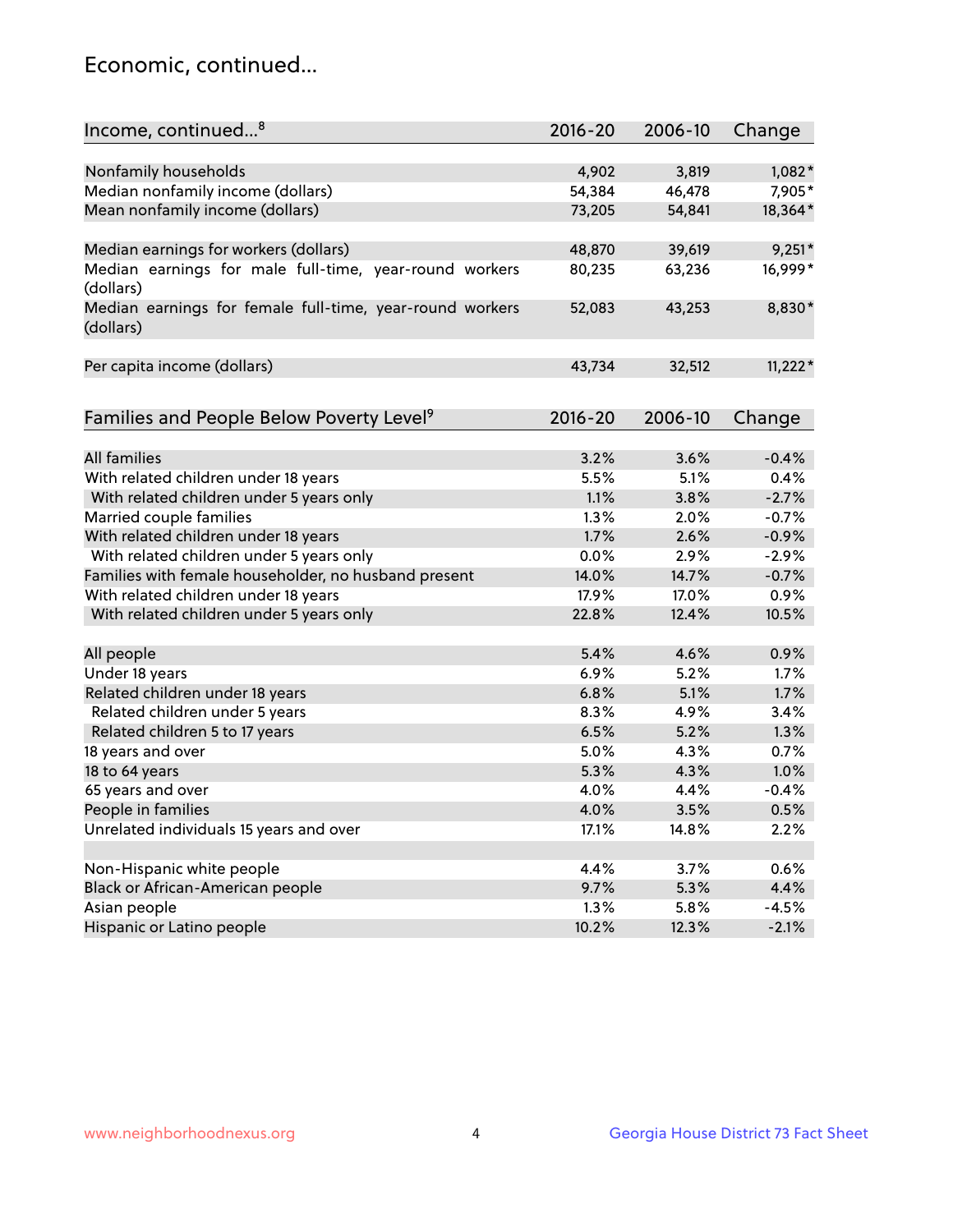## Economic, continued...

| Income, continued...[8] | 2016-20 | 2006-10 | Change |
|---|---|---|---|
| Nonfamily households | 4,902 | 3,819 | 1,082* |
| Median nonfamily income (dollars) | 54,384 | 46,478 | 7,905* |
| Mean nonfamily income (dollars) | 73,205 | 54,841 | 18,364* |
| Median earnings for workers (dollars) | 48,870 | 39,619 | 9,251* |
| Median earnings for male full-time, year-round workers (dollars) | 80,235 | 63,236 | 16,999* |
| Median earnings for female full-time, year-round workers (dollars) | 52,083 | 43,253 | 8,830* |
| Per capita income (dollars) | 43,734 | 32,512 | 11,222* |

| Families and People Below Poverty Level[9] | 2016-20 | 2006-10 | Change |
|---|---|---|---|
| All families | 3.2% | 3.6% | -0.4% |
| With related children under 18 years | 5.5% | 5.1% | 0.4% |
| With related children under 5 years only | 1.1% | 3.8% | -2.7% |
| Married couple families | 1.3% | 2.0% | -0.7% |
| With related children under 18 years | 1.7% | 2.6% | -0.9% |
| With related children under 5 years only | 0.0% | 2.9% | -2.9% |
| Families with female householder, no husband present | 14.0% | 14.7% | -0.7% |
| With related children under 18 years | 17.9% | 17.0% | 0.9% |
| With related children under 5 years only | 22.8% | 12.4% | 10.5% |
| All people | 5.4% | 4.6% | 0.9% |
| Under 18 years | 6.9% | 5.2% | 1.7% |
| Related children under 18 years | 6.8% | 5.1% | 1.7% |
| Related children under 5 years | 8.3% | 4.9% | 3.4% |
| Related children 5 to 17 years | 6.5% | 5.2% | 1.3% |
| 18 years and over | 5.0% | 4.3% | 0.7% |
| 18 to 64 years | 5.3% | 4.3% | 1.0% |
| 65 years and over | 4.0% | 4.4% | -0.4% |
| People in families | 4.0% | 3.5% | 0.5% |
| Unrelated individuals 15 years and over | 17.1% | 14.8% | 2.2% |
| Non-Hispanic white people | 4.4% | 3.7% | 0.6% |
| Black or African-American people | 9.7% | 5.3% | 4.4% |
| Asian people | 1.3% | 5.8% | -4.5% |
| Hispanic or Latino people | 10.2% | 12.3% | -2.1% |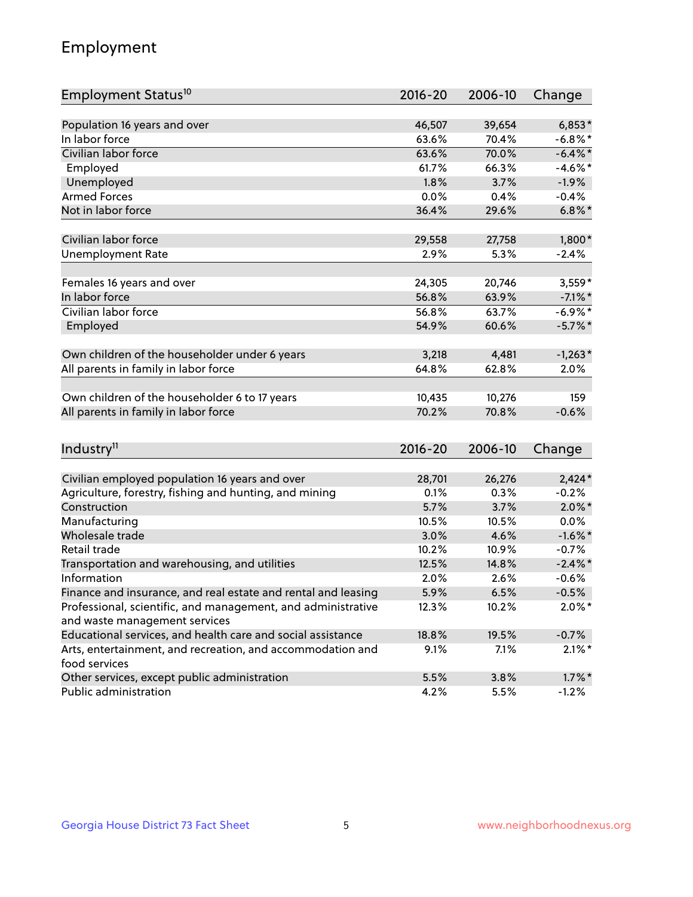## Employment

| Employment Status[10] | 2016-20 | 2006-10 | Change |
|---|---|---|---|
| Population 16 years and over | 46,507 | 39,654 | 6,853* |
| In labor force | 63.6% | 70.4% | -6.8%* |
| Civilian labor force | 63.6% | 70.0% | -6.4%* |
| Employed | 61.7% | 66.3% | -4.6%* |
| Unemployed | 1.8% | 3.7% | -1.9% |
| Armed Forces | 0.0% | 0.4% | -0.4% |
| Not in labor force | 36.4% | 29.6% | 6.8%* |
| | | | |
| Civilian labor force | 29,558 | 27,758 | 1,800* |
| Unemployment Rate | 2.9% | 5.3% | -2.4% |
| | | | |
| Females 16 years and over | 24,305 | 20,746 | 3,559* |
| In labor force | 56.8% | 63.9% | -7.1%* |
| Civilian labor force | 56.8% | 63.7% | -6.9%* |
| Employed | 54.9% | 60.6% | -5.7%* |
| | | | |
| Own children of the householder under 6 years | 3,218 | 4,481 | -1,263* |
| All parents in family in labor force | 64.8% | 62.8% | 2.0% |
| | | | |
| Own children of the householder 6 to 17 years | 10,435 | 10,276 | 159 |
| All parents in family in labor force | 70.2% | 70.8% | -0.6% |

| Industry[11] | 2016-20 | 2006-10 | Change |
|---|---|---|---|
| Civilian employed population 16 years and over | 28,701 | 26,276 | 2,424* |
| Agriculture, forestry, fishing and hunting, and mining | 0.1% | 0.3% | -0.2% |
| Construction | 5.7% | 3.7% | 2.0%* |
| Manufacturing | 10.5% | 10.5% | 0.0% |
| Wholesale trade | 3.0% | 4.6% | -1.6%* |
| Retail trade | 10.2% | 10.9% | -0.7% |
| Transportation and warehousing, and utilities | 12.5% | 14.8% | -2.4%* |
| Information | 2.0% | 2.6% | -0.6% |
| Finance and insurance, and real estate and rental and leasing | 5.9% | 6.5% | -0.5% |
| Professional, scientific, and management, and administrative and waste management services | 12.3% | 10.2% | 2.0%* |
| Educational services, and health care and social assistance | 18.8% | 19.5% | -0.7% |
| Arts, entertainment, and recreation, and accommodation and food services | 9.1% | 7.1% | 2.1%* |
| Other services, except public administration | 5.5% | 3.8% | 1.7%* |
| Public administration | 4.2% | 5.5% | -1.2% |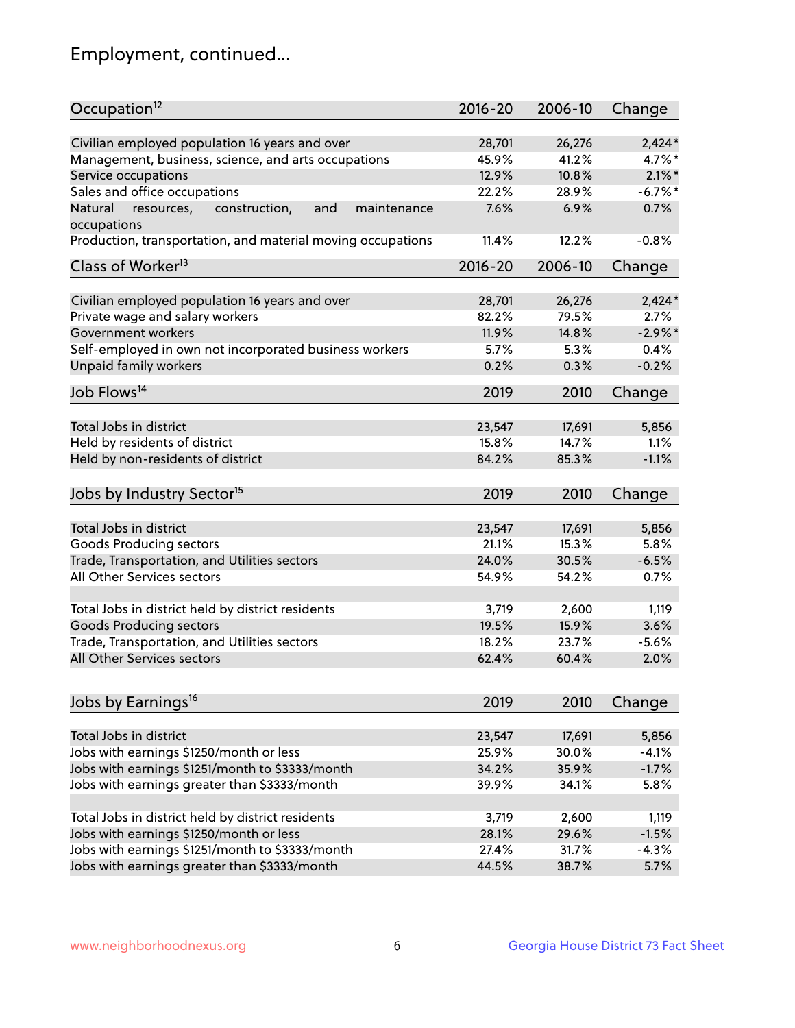# Employment, continued...

| Occupation[12] | 2016-20 | 2006-10 | Change |
|---|---|---|---|
| Civilian employed population 16 years and over | 28,701 | 26,276 | 2,424* |
| Management, business, science, and arts occupations | 45.9% | 41.2% | 4.7%* |
| Service occupations | 12.9% | 10.8% | 2.1%* |
| Sales and office occupations | 22.2% | 28.9% | -6.7%* |
| Natural resources, construction, and maintenance occupations | 7.6% | 6.9% | 0.7% |
| Production, transportation, and material moving occupations | 11.4% | 12.2% | -0.8% |

| Class of Worker[13] | 2016-20 | 2006-10 | Change |
|---|---|---|---|
| Civilian employed population 16 years and over | 28,701 | 26,276 | 2,424* |
| Private wage and salary workers | 82.2% | 79.5% | 2.7% |
| Government workers | 11.9% | 14.8% | -2.9%* |
| Self-employed in own not incorporated business workers | 5.7% | 5.3% | 0.4% |
| Unpaid family workers | 0.2% | 0.3% | -0.2% |

| Job Flows[14] | 2019 | 2010 | Change |
|---|---|---|---|
| Total Jobs in district | 23,547 | 17,691 | 5,856 |
| Held by residents of district | 15.8% | 14.7% | 1.1% |
| Held by non-residents of district | 84.2% | 85.3% | -1.1% |

| Jobs by Industry Sector[15] | 2019 | 2010 | Change |
|---|---|---|---|
| Total Jobs in district | 23,547 | 17,691 | 5,856 |
| Goods Producing sectors | 21.1% | 15.3% | 5.8% |
| Trade, Transportation, and Utilities sectors | 24.0% | 30.5% | -6.5% |
| All Other Services sectors | 54.9% | 54.2% | 0.7% |
| | | | |
| Total Jobs in district held by district residents | 3,719 | 2,600 | 1,119 |
| Goods Producing sectors | 19.5% | 15.9% | 3.6% |
| Trade, Transportation, and Utilities sectors | 18.2% | 23.7% | -5.6% |
| All Other Services sectors | 62.4% | 60.4% | 2.0% |

| Jobs by Earnings[16] | 2019 | 2010 | Change |
|---|---|---|---|
| Total Jobs in district | 23,547 | 17,691 | 5,856 |
| Jobs with earnings $1250/month or less | 25.9% | 30.0% | -4.1% |
| Jobs with earnings $1251/month to $3333/month | 34.2% | 35.9% | -1.7% |
| Jobs with earnings greater than $3333/month | 39.9% | 34.1% | 5.8% |
| | | | |
| Total Jobs in district held by district residents | 3,719 | 2,600 | 1,119 |
| Jobs with earnings $1250/month or less | 28.1% | 29.6% | -1.5% |
| Jobs with earnings $1251/month to $3333/month | 27.4% | 31.7% | -4.3% |
| Jobs with earnings greater than $3333/month | 44.5% | 38.7% | 5.7% |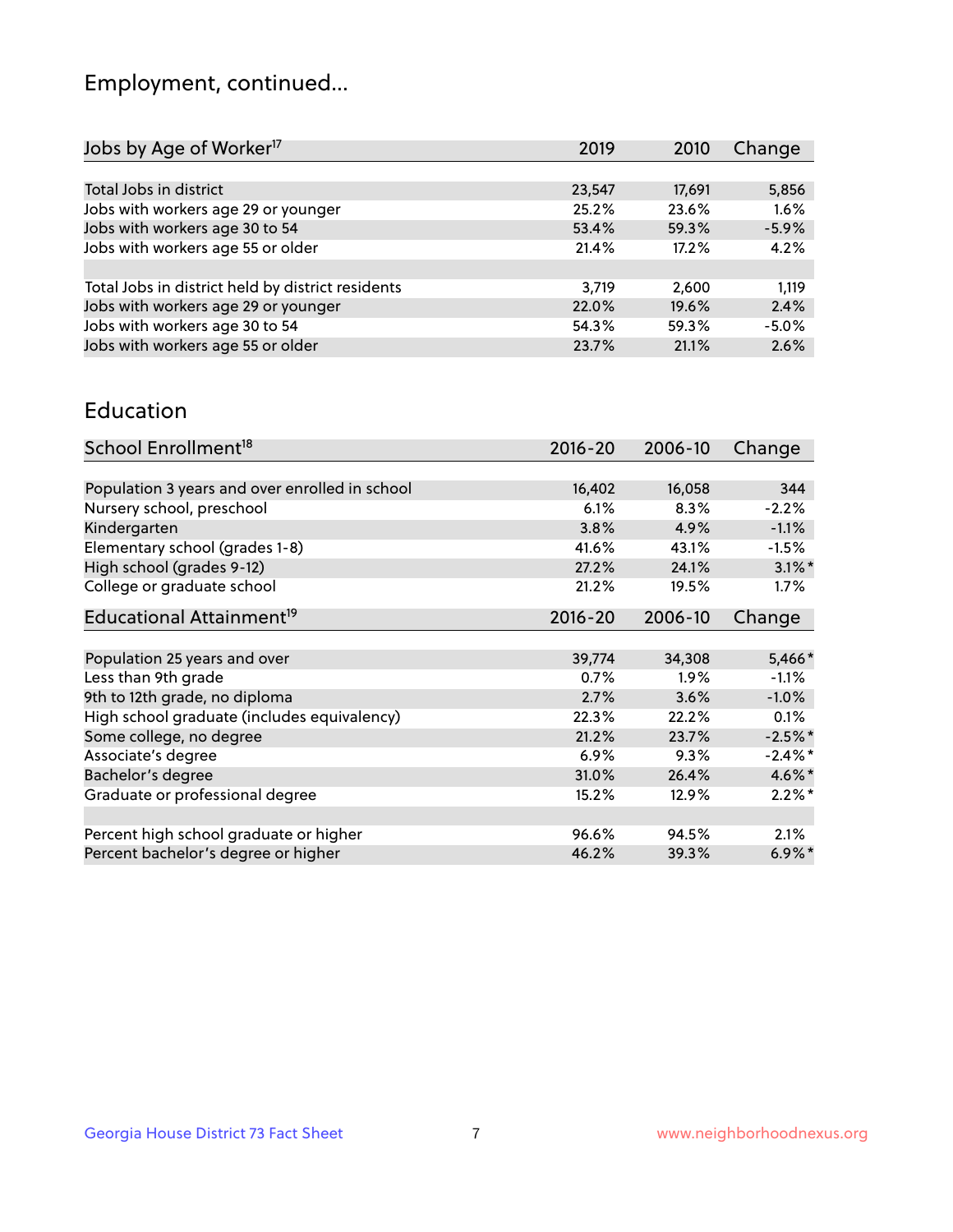# Employment, continued...

| Jobs by Age of Worker[17] | 2019 | 2010 | Change |
|---|---|---|---|
| Total Jobs in district | 23,547 | 17,691 | 5,856 |
| Jobs with workers age 29 or younger | 25.2% | 23.6% | 1.6% |
| Jobs with workers age 30 to 54 | 53.4% | 59.3% | -5.9% |
| Jobs with workers age 55 or older | 21.4% | 17.2% | 4.2% |
| | | | |
| Total Jobs in district held by district residents | 3,719 | 2,600 | 1,119 |
| Jobs with workers age 29 or younger | 22.0% | 19.6% | 2.4% |
| Jobs with workers age 30 to 54 | 54.3% | 59.3% | -5.0% |
| Jobs with workers age 55 or older | 23.7% | 21.1% | 2.6% |

## Education

| School Enrollment[18] | 2016-20 | 2006-10 | Change |
|---|---|---|---|
| Population 3 years and over enrolled in school | 16,402 | 16,058 | 344 |
| Nursery school, preschool | 6.1% | 8.3% | -2.2% |
| Kindergarten | 3.8% | 4.9% | -1.1% |
| Elementary school (grades 1-8) | 41.6% | 43.1% | -1.5% |
| High school (grades 9-12) | 27.2% | 24.1% | 3.1%* |
| College or graduate school | 21.2% | 19.5% | 1.7% |

| Educational Attainment[19] | 2016-20 | 2006-10 | Change |
|---|---|---|---|
| Population 25 years and over | 39,774 | 34,308 | 5,466* |
| Less than 9th grade | 0.7% | 1.9% | -1.1% |
| 9th to 12th grade, no diploma | 2.7% | 3.6% | -1.0% |
| High school graduate (includes equivalency) | 22.3% | 22.2% | 0.1% |
| Some college, no degree | 21.2% | 23.7% | -2.5%* |
| Associate's degree | 6.9% | 9.3% | -2.4%* |
| Bachelor's degree | 31.0% | 26.4% | 4.6%* |
| Graduate or professional degree | 15.2% | 12.9% | 2.2%* |
| | | | |
| Percent high school graduate or higher | 96.6% | 94.5% | 2.1% |
| Percent bachelor's degree or higher | 46.2% | 39.3% | 6.9%* |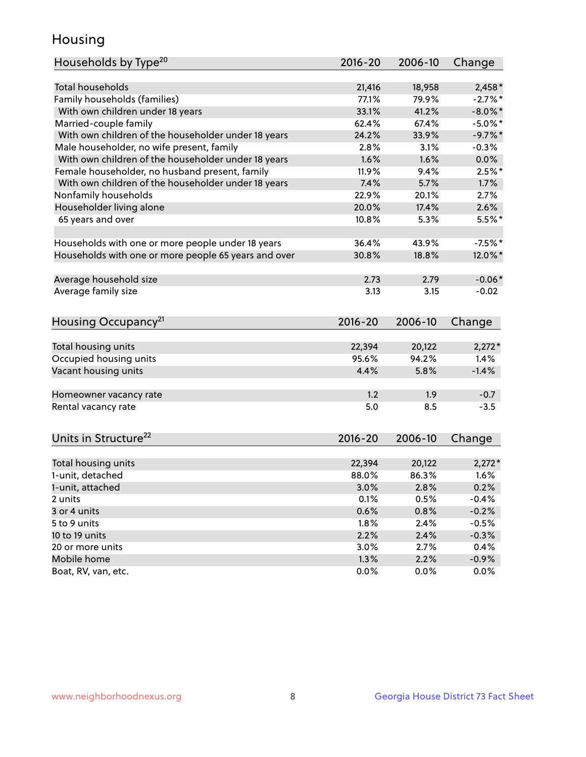## Housing

| Households by Type[20] | 2016-20 | 2006-10 | Change |
|---|---|---|---|
| Total households | 21,416 | 18,958 | 2,458* |
| Family households (families) | 77.1% | 79.9% | -2.7%* |
| With own children under 18 years | 33.1% | 41.2% | -8.0%* |
| Married-couple family | 62.4% | 67.4% | -5.0%* |
| With own children of the householder under 18 years | 24.2% | 33.9% | -9.7%* |
| Male householder, no wife present, family | 2.8% | 3.1% | -0.3% |
| With own children of the householder under 18 years | 1.6% | 1.6% | 0.0% |
| Female householder, no husband present, family | 11.9% | 9.4% | 2.5%* |
| With own children of the householder under 18 years | 7.4% | 5.7% | 1.7% |
| Nonfamily households | 22.9% | 20.1% | 2.7% |
| Householder living alone | 20.0% | 17.4% | 2.6% |
| 65 years and over | 10.8% | 5.3% | 5.5%* |
| | | | |
| Households with one or more people under 18 years | 36.4% | 43.9% | -7.5%* |
| Households with one or more people 65 years and over | 30.8% | 18.8% | 12.0%* |
| | | | |
| Average household size | 2.73 | 2.79 | -0.06* |
| Average family size | 3.13 | 3.15 | -0.02 |

| Housing Occupancy[21] | 2016-20 | 2006-10 | Change |
|---|---|---|---|
| Total housing units | 22,394 | 20,122 | 2,272* |
| Occupied housing units | 95.6% | 94.2% | 1.4% |
| Vacant housing units | 4.4% | 5.8% | -1.4% |
| | | | |
| Homeowner vacancy rate | 1.2 | 1.9 | -0.7 |
| Rental vacancy rate | 5.0 | 8.5 | -3.5 |

| Units in Structure[22] | 2016-20 | 2006-10 | Change |
|---|---|---|---|
| Total housing units | 22,394 | 20,122 | 2,272* |
| 1-unit, detached | 88.0% | 86.3% | 1.6% |
| 1-unit, attached | 3.0% | 2.8% | 0.2% |
| 2 units | 0.1% | 0.5% | -0.4% |
| 3 or 4 units | 0.6% | 0.8% | -0.2% |
| 5 to 9 units | 1.8% | 2.4% | -0.5% |
| 10 to 19 units | 2.2% | 2.4% | -0.3% |
| 20 or more units | 3.0% | 2.7% | 0.4% |
| Mobile home | 1.3% | 2.2% | -0.9% |
| Boat, RV, van, etc. | 0.0% | 0.0% | 0.0% |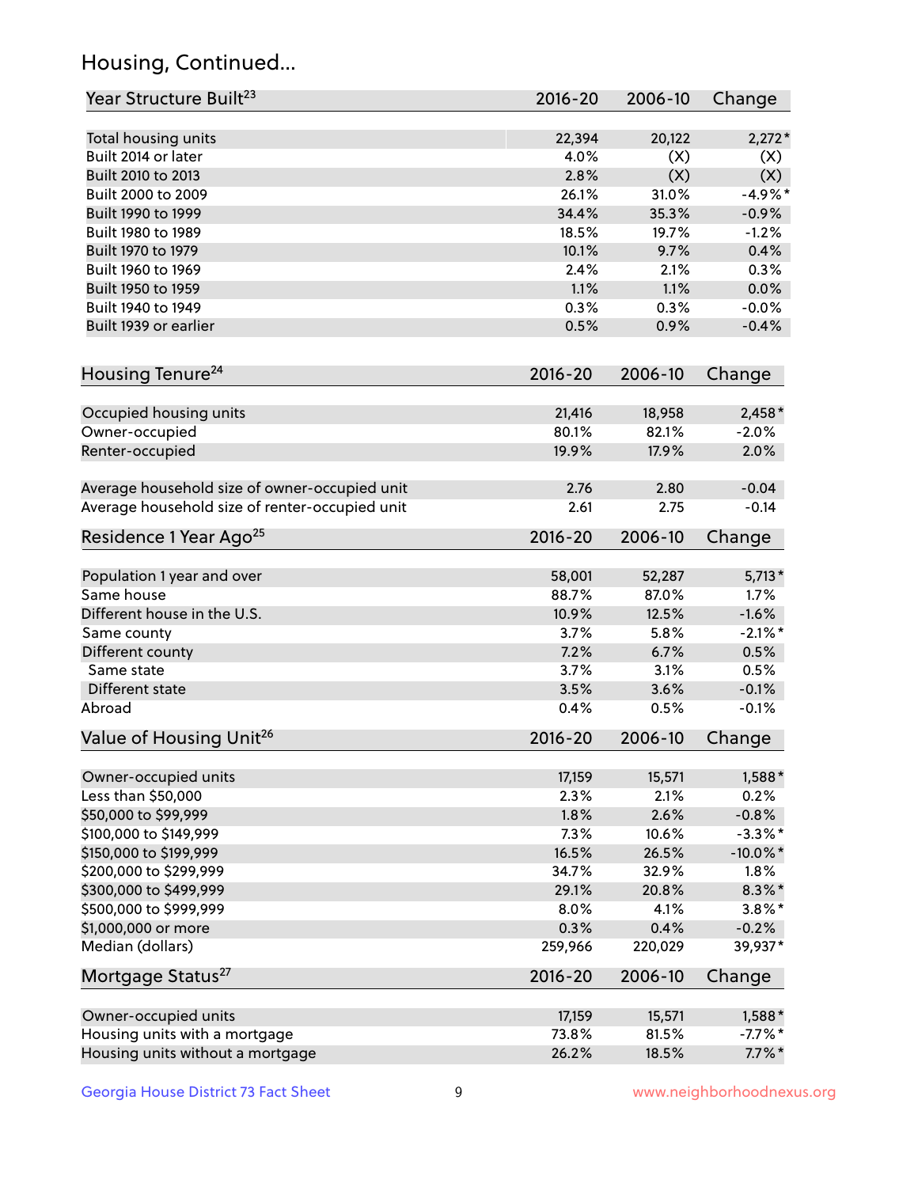## Housing, Continued...

| Year Structure Built[23] | 2016-20 | 2006-10 | Change |
|---|---|---|---|
| Total housing units | 22,394 | 20,122 | 2,272* |
| Built 2014 or later | 4.0% | (X) | (X) |
| Built 2010 to 2013 | 2.8% | (X) | (X) |
| Built 2000 to 2009 | 26.1% | 31.0% | -4.9%* |
| Built 1990 to 1999 | 34.4% | 35.3% | -0.9% |
| Built 1980 to 1989 | 18.5% | 19.7% | -1.2% |
| Built 1970 to 1979 | 10.1% | 9.7% | 0.4% |
| Built 1960 to 1969 | 2.4% | 2.1% | 0.3% |
| Built 1950 to 1959 | 1.1% | 1.1% | 0.0% |
| Built 1940 to 1949 | 0.3% | 0.3% | -0.0% |
| Built 1939 or earlier | 0.5% | 0.9% | -0.4% |

| Housing Tenure[24] | 2016-20 | 2006-10 | Change |
|---|---|---|---|
| Occupied housing units | 21,416 | 18,958 | 2,458* |
| Owner-occupied | 80.1% | 82.1% | -2.0% |
| Renter-occupied | 19.9% | 17.9% | 2.0% |
| Average household size of owner-occupied unit | 2.76 | 2.80 | -0.04 |
| Average household size of renter-occupied unit | 2.61 | 2.75 | -0.14 |

| Residence 1 Year Ago[25] | 2016-20 | 2006-10 | Change |
|---|---|---|---|
| Population 1 year and over | 58,001 | 52,287 | 5,713* |
| Same house | 88.7% | 87.0% | 1.7% |
| Different house in the U.S. | 10.9% | 12.5% | -1.6% |
| Same county | 3.7% | 5.8% | -2.1%* |
| Different county | 7.2% | 6.7% | 0.5% |
| Same state | 3.7% | 3.1% | 0.5% |
| Different state | 3.5% | 3.6% | -0.1% |
| Abroad | 0.4% | 0.5% | -0.1% |

| Value of Housing Unit[26] | 2016-20 | 2006-10 | Change |
|---|---|---|---|
| Owner-occupied units | 17,159 | 15,571 | 1,588* |
| Less than $50,000 | 2.3% | 2.1% | 0.2% |
| $50,000 to $99,999 | 1.8% | 2.6% | -0.8% |
| $100,000 to $149,999 | 7.3% | 10.6% | -3.3%* |
| $150,000 to $199,999 | 16.5% | 26.5% | -10.0%* |
| $200,000 to $299,999 | 34.7% | 32.9% | 1.8% |
| $300,000 to $499,999 | 29.1% | 20.8% | 8.3%* |
| $500,000 to $999,999 | 8.0% | 4.1% | 3.8%* |
| $1,000,000 or more | 0.3% | 0.4% | -0.2% |
| Median (dollars) | 259,966 | 220,029 | 39,937* |

| Mortgage Status[27] | 2016-20 | 2006-10 | Change |
|---|---|---|---|
| Owner-occupied units | 17,159 | 15,571 | 1,588* |
| Housing units with a mortgage | 73.8% | 81.5% | -7.7%* |
| Housing units without a mortgage | 26.2% | 18.5% | 7.7%* |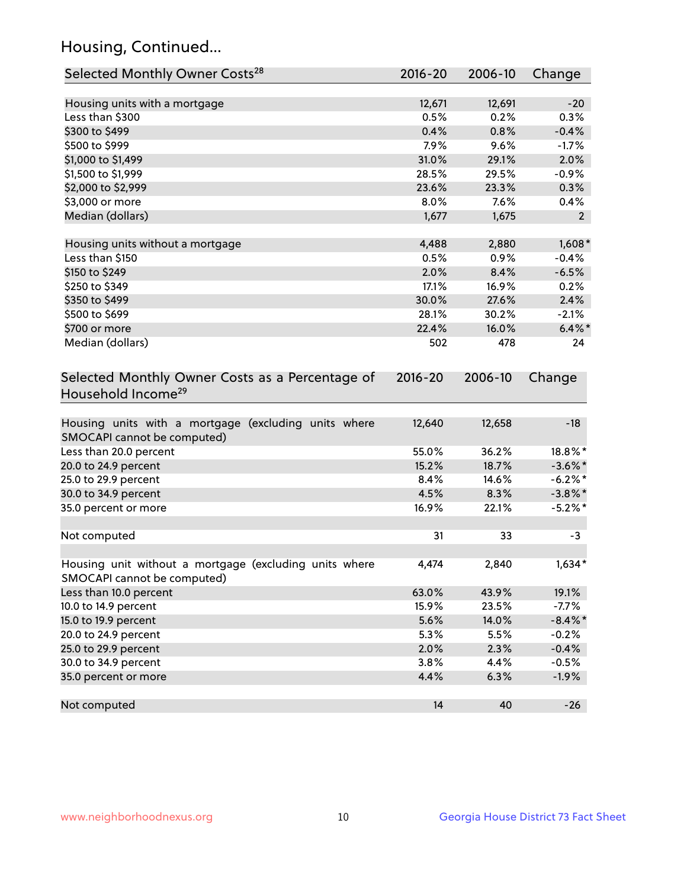## Housing, Continued...

| Selected Monthly Owner Costs[28] | 2016-20 | 2006-10 | Change |
|---|---|---|---|
| Housing units with a mortgage | 12,671 | 12,691 | -20 |
| Less than $300 | 0.5% | 0.2% | 0.3% |
| $300 to $499 | 0.4% | 0.8% | -0.4% |
| $500 to $999 | 7.9% | 9.6% | -1.7% |
| $1,000 to $1,499 | 31.0% | 29.1% | 2.0% |
| $1,500 to $1,999 | 28.5% | 29.5% | -0.9% |
| $2,000 to $2,999 | 23.6% | 23.3% | 0.3% |
| $3,000 or more | 8.0% | 7.6% | 0.4% |
| Median (dollars) | 1,677 | 1,675 | 2 |
| | | | |
| Housing units without a mortgage | 4,488 | 2,880 | 1,608* |
| Less than $150 | 0.5% | 0.9% | -0.4% |
| $150 to $249 | 2.0% | 8.4% | -6.5% |
| $250 to $349 | 17.1% | 16.9% | 0.2% |
| $350 to $499 | 30.0% | 27.6% | 2.4% |
| $500 to $699 | 28.1% | 30.2% | -2.1% |
| $700 or more | 22.4% | 16.0% | 6.4%* |
| Median (dollars) | 502 | 478 | 24 |

| Selected Monthly Owner Costs as a Percentage of Household Income[29] | 2016-20 | 2006-10 | Change |
|---|---|---|---|
| Housing units with a mortgage (excluding units where SMOCAPI cannot be computed) | 12,640 | 12,658 | -18 |
| Less than 20.0 percent | 55.0% | 36.2% | 18.8%* |
| 20.0 to 24.9 percent | 15.2% | 18.7% | -3.6%* |
| 25.0 to 29.9 percent | 8.4% | 14.6% | -6.2%* |
| 30.0 to 34.9 percent | 4.5% | 8.3% | -3.8%* |
| 35.0 percent or more | 16.9% | 22.1% | -5.2%* |
| | | | |
| Not computed | 31 | 33 | -3 |
| | | | |
| Housing unit without a mortgage (excluding units where SMOCAPI cannot be computed) | 4,474 | 2,840 | 1,634* |
| Less than 10.0 percent | 63.0% | 43.9% | 19.1% |
| 10.0 to 14.9 percent | 15.9% | 23.5% | -7.7% |
| 15.0 to 19.9 percent | 5.6% | 14.0% | -8.4%* |
| 20.0 to 24.9 percent | 5.3% | 5.5% | -0.2% |
| 25.0 to 29.9 percent | 2.0% | 2.3% | -0.4% |
| 30.0 to 34.9 percent | 3.8% | 4.4% | -0.5% |
| 35.0 percent or more | 4.4% | 6.3% | -1.9% |
| | | | |
| Not computed | 14 | 40 | -26 |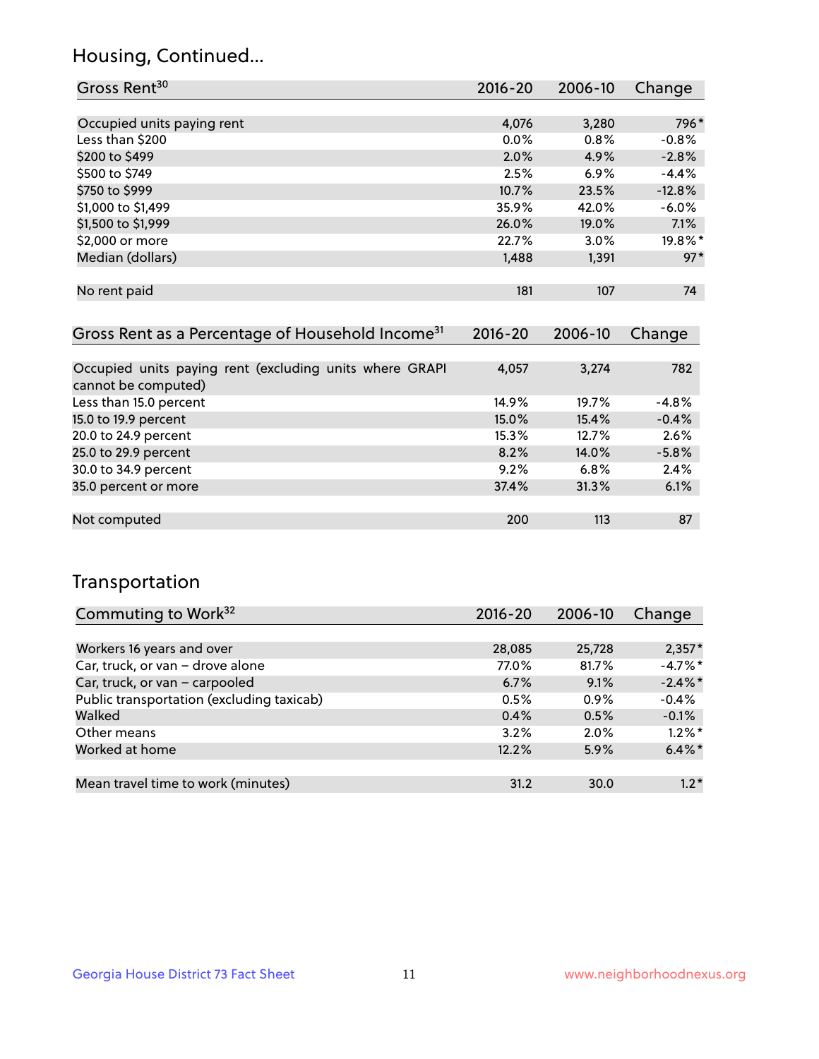## Housing, Continued...

| Gross Rent[30] | 2016-20 | 2006-10 | Change |
|---|---|---|---|
| Occupied units paying rent | 4,076 | 3,280 | 796* |
| Less than $200 | 0.0% | 0.8% | -0.8% |
| $200 to $499 | 2.0% | 4.9% | -2.8% |
| $500 to $749 | 2.5% | 6.9% | -4.4% |
| $750 to $999 | 10.7% | 23.5% | -12.8% |
| $1,000 to $1,499 | 35.9% | 42.0% | -6.0% |
| $1,500 to $1,999 | 26.0% | 19.0% | 7.1% |
| $2,000 or more | 22.7% | 3.0% | 19.8%* |
| Median (dollars) | 1,488 | 1,391 | 97* |
| No rent paid | 181 | 107 | 74 |

| Gross Rent as a Percentage of Household Income[31] | 2016-20 | 2006-10 | Change |
|---|---|---|---|
| Occupied units paying rent (excluding units where GRAPI cannot be computed) | 4,057 | 3,274 | 782 |
| Less than 15.0 percent | 14.9% | 19.7% | -4.8% |
| 15.0 to 19.9 percent | 15.0% | 15.4% | -0.4% |
| 20.0 to 24.9 percent | 15.3% | 12.7% | 2.6% |
| 25.0 to 29.9 percent | 8.2% | 14.0% | -5.8% |
| 30.0 to 34.9 percent | 9.2% | 6.8% | 2.4% |
| 35.0 percent or more | 37.4% | 31.3% | 6.1% |
| Not computed | 200 | 113 | 87 |

## Transportation

| Commuting to Work[32] | 2016-20 | 2006-10 | Change |
|---|---|---|---|
| Workers 16 years and over | 28,085 | 25,728 | 2,357* |
| Car, truck, or van – drove alone | 77.0% | 81.7% | -4.7%* |
| Car, truck, or van – carpooled | 6.7% | 9.1% | -2.4%* |
| Public transportation (excluding taxicab) | 0.5% | 0.9% | -0.4% |
| Walked | 0.4% | 0.5% | -0.1% |
| Other means | 3.2% | 2.0% | 1.2%* |
| Worked at home | 12.2% | 5.9% | 6.4%* |
| Mean travel time to work (minutes) | 31.2 | 30.0 | 1.2* |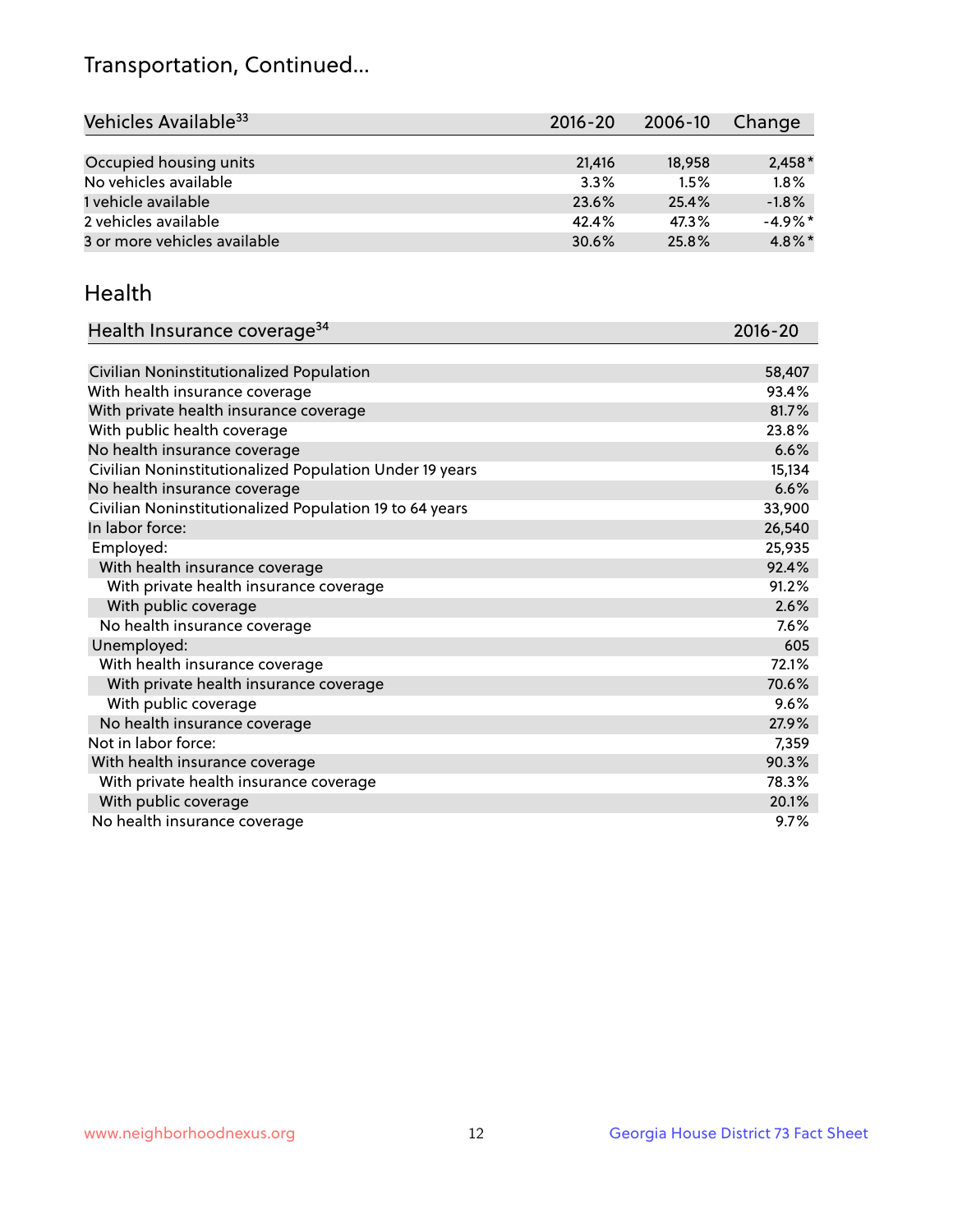# Transportation, Continued...

| Vehicles Available[33] | 2016-20 | 2006-10 | Change |
|---|---|---|---|
| Occupied housing units | 21,416 | 18,958 | 2,458* |
| No vehicles available | 3.3% | 1.5% | 1.8% |
| 1 vehicle available | 23.6% | 25.4% | -1.8% |
| 2 vehicles available | 42.4% | 47.3% | -4.9%* |
| 3 or more vehicles available | 30.6% | 25.8% | 4.8%* |

## Health

| Health Insurance coverage[34] | 2016-20 |
|---|---|
| Civilian Noninstitutionalized Population | 58,407 |
| With health insurance coverage | 93.4% |
| With private health insurance coverage | 81.7% |
| With public health coverage | 23.8% |
| No health insurance coverage | 6.6% |
| Civilian Noninstitutionalized Population Under 19 years | 15,134 |
| No health insurance coverage | 6.6% |
| Civilian Noninstitutionalized Population 19 to 64 years | 33,900 |
| In labor force: | 26,540 |
| Employed: | 25,935 |
| With health insurance coverage | 92.4% |
| With private health insurance coverage | 91.2% |
| With public coverage | 2.6% |
| No health insurance coverage | 7.6% |
| Unemployed: | 605 |
| With health insurance coverage | 72.1% |
| With private health insurance coverage | 70.6% |
| With public coverage | 9.6% |
| No health insurance coverage | 27.9% |
| Not in labor force: | 7,359 |
| With health insurance coverage | 90.3% |
| With private health insurance coverage | 78.3% |
| With public coverage | 20.1% |
| No health insurance coverage | 9.7% |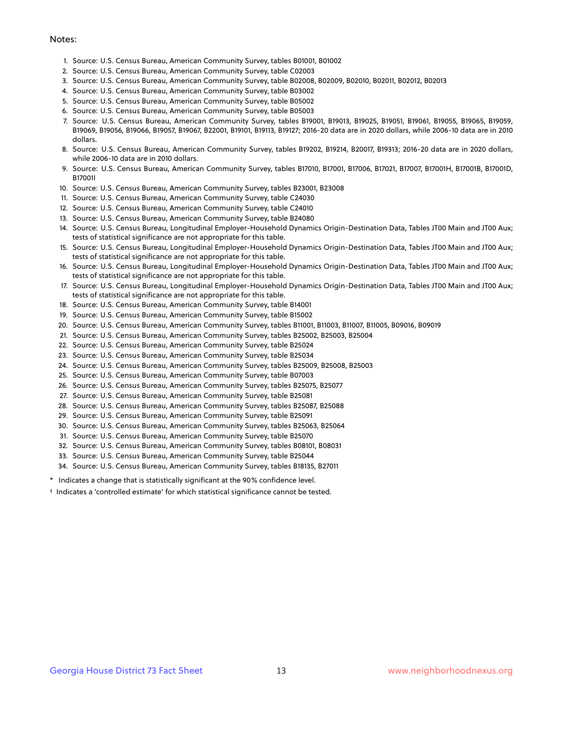Notes:

1. Source: U.S. Census Bureau, American Community Survey, tables B01001, B01002
2. Source: U.S. Census Bureau, American Community Survey, table C02003
3. Source: U.S. Census Bureau, American Community Survey, table B02008, B02009, B02010, B02011, B02012, B02013
4. Source: U.S. Census Bureau, American Community Survey, table B03002
5. Source: U.S. Census Bureau, American Community Survey, table B05002
6. Source: U.S. Census Bureau, American Community Survey, table B05003
7. Source: U.S. Census Bureau, American Community Survey, tables B19001, B19013, B19025, B19051, B19061, B19055, B19065, B19059, B19069, B19056, B19066, B19057, B19067, B22001, B19101, B19113, B19127; 2016-20 data are in 2020 dollars, while 2006-10 data are in 2010 dollars.
8. Source: U.S. Census Bureau, American Community Survey, tables B19202, B19214, B20017, B19313; 2016-20 data are in 2020 dollars, while 2006-10 data are in 2010 dollars.
9. Source: U.S. Census Bureau, American Community Survey, tables B17010, B17001, B17006, B17021, B17007, B17001H, B17001B, B17001D, B17001I
10. Source: U.S. Census Bureau, American Community Survey, tables B23001, B23008
11. Source: U.S. Census Bureau, American Community Survey, table C24030
12. Source: U.S. Census Bureau, American Community Survey, table C24010
13. Source: U.S. Census Bureau, American Community Survey, table B24080
14. Source: U.S. Census Bureau, Longitudinal Employer-Household Dynamics Origin-Destination Data, Tables JT00 Main and JT00 Aux; tests of statistical significance are not appropriate for this table.
15. Source: U.S. Census Bureau, Longitudinal Employer-Household Dynamics Origin-Destination Data, Tables JT00 Main and JT00 Aux; tests of statistical significance are not appropriate for this table.
16. Source: U.S. Census Bureau, Longitudinal Employer-Household Dynamics Origin-Destination Data, Tables JT00 Main and JT00 Aux; tests of statistical significance are not appropriate for this table.
17. Source: U.S. Census Bureau, Longitudinal Employer-Household Dynamics Origin-Destination Data, Tables JT00 Main and JT00 Aux; tests of statistical significance are not appropriate for this table.
18. Source: U.S. Census Bureau, American Community Survey, table B14001
19. Source: U.S. Census Bureau, American Community Survey, table B15002
20. Source: U.S. Census Bureau, American Community Survey, tables B11001, B11003, B11007, B11005, B09016, B09019
21. Source: U.S. Census Bureau, American Community Survey, tables B25002, B25003, B25004
22. Source: U.S. Census Bureau, American Community Survey, table B25024
23. Source: U.S. Census Bureau, American Community Survey, table B25034
24. Source: U.S. Census Bureau, American Community Survey, tables B25009, B25008, B25003
25. Source: U.S. Census Bureau, American Community Survey, table B07003
26. Source: U.S. Census Bureau, American Community Survey, tables B25075, B25077
27. Source: U.S. Census Bureau, American Community Survey, table B25081
28. Source: U.S. Census Bureau, American Community Survey, tables B25087, B25088
29. Source: U.S. Census Bureau, American Community Survey, table B25091
30. Source: U.S. Census Bureau, American Community Survey, tables B25063, B25064
31. Source: U.S. Census Bureau, American Community Survey, table B25070
32. Source: U.S. Census Bureau, American Community Survey, tables B08101, B08031
33. Source: U.S. Census Bureau, American Community Survey, table B25044
34. Source: U.S. Census Bureau, American Community Survey, tables B18135, B27011

\* Indicates a change that is statistically significant at the 90% confidence level.

† Indicates a 'controlled estimate' for which statistical significance cannot be tested.